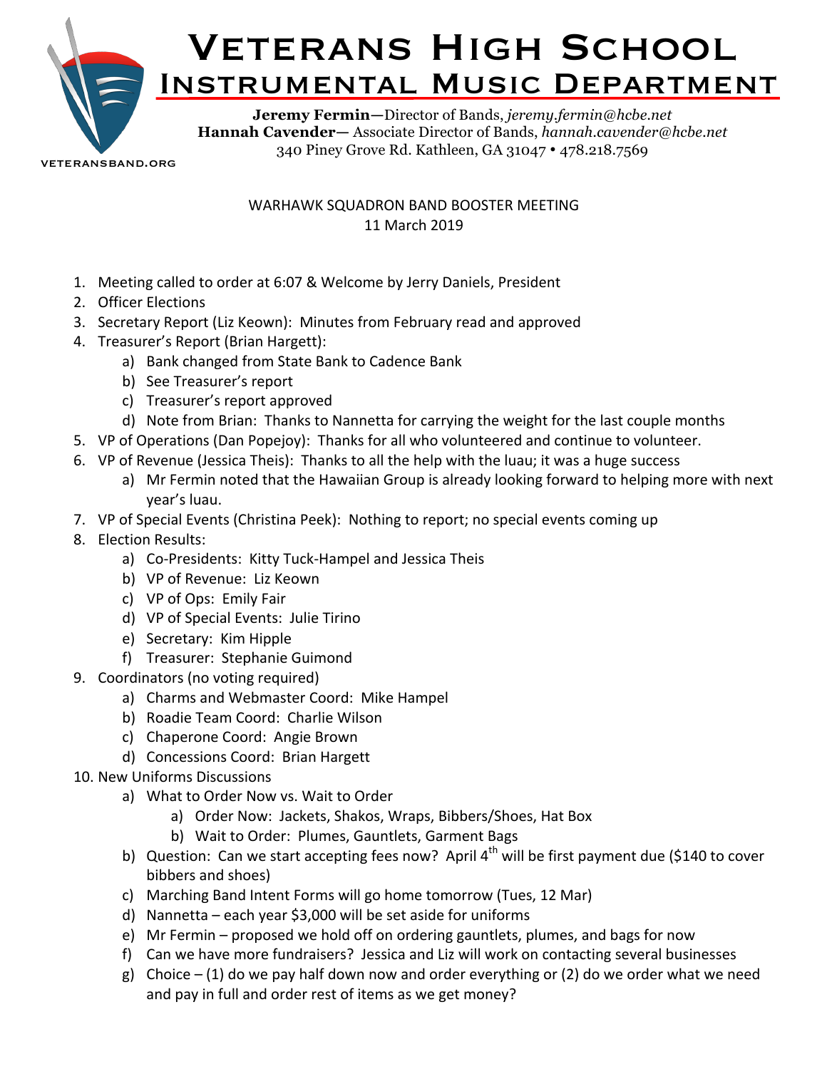# Veterans High School

## Instrumental Music Department

**Jeremy Fermin**—Director of Bands, *jeremy.fermin@hcbe.net*
**Hannah Cavender**— Associate Director of Bands, *hannah.cavender@hcbe.net*
340 Piney Grove Rd. Kathleen, GA 31047 • 478.218.7569

VETERANSBAND.ORG

WARHAWK SQUADRON BAND BOOSTER MEETING
11 March 2019

1. Meeting called to order at 6:07 & Welcome by Jerry Daniels, President
2. Officer Elections
3. Secretary Report (Liz Keown): Minutes from February read and approved
4. Treasurer's Report (Brian Hargett):
   a) Bank changed from State Bank to Cadence Bank
   b) See Treasurer's report
   c) Treasurer's report approved
   d) Note from Brian: Thanks to Nannetta for carrying the weight for the last couple months
5. VP of Operations (Dan Popejoy): Thanks for all who volunteered and continue to volunteer.
6. VP of Revenue (Jessica Theis): Thanks to all the help with the luau; it was a huge success
   a) Mr Fermin noted that the Hawaiian Group is already looking forward to helping more with next year's luau.
7. VP of Special Events (Christina Peek): Nothing to report; no special events coming up
8. Election Results:
   a) Co-Presidents: Kitty Tuck-Hampel and Jessica Theis
   b) VP of Revenue: Liz Keown
   c) VP of Ops: Emily Fair
   d) VP of Special Events: Julie Tirino
   e) Secretary: Kim Hipple
   f) Treasurer: Stephanie Guimond
9. Coordinators (no voting required)
   a) Charms and Webmaster Coord: Mike Hampel
   b) Roadie Team Coord: Charlie Wilson
   c) Chaperone Coord: Angie Brown
   d) Concessions Coord: Brian Hargett
10. New Uniforms Discussions
    a) What to Order Now vs. Wait to Order
       a) Order Now: Jackets, Shakos, Wraps, Bibbers/Shoes, Hat Box
       b) Wait to Order: Plumes, Gauntlets, Garment Bags
    b) Question: Can we start accepting fees now? April 4th will be first payment due ($140 to cover bibbers and shoes)
    c) Marching Band Intent Forms will go home tomorrow (Tues, 12 Mar)
    d) Nannetta – each year $3,000 will be set aside for uniforms
    e) Mr Fermin – proposed we hold off on ordering gauntlets, plumes, and bags for now
    f) Can we have more fundraisers? Jessica and Liz will work on contacting several businesses
    g) Choice – (1) do we pay half down now and order everything or (2) do we order what we need and pay in full and order rest of items as we get money?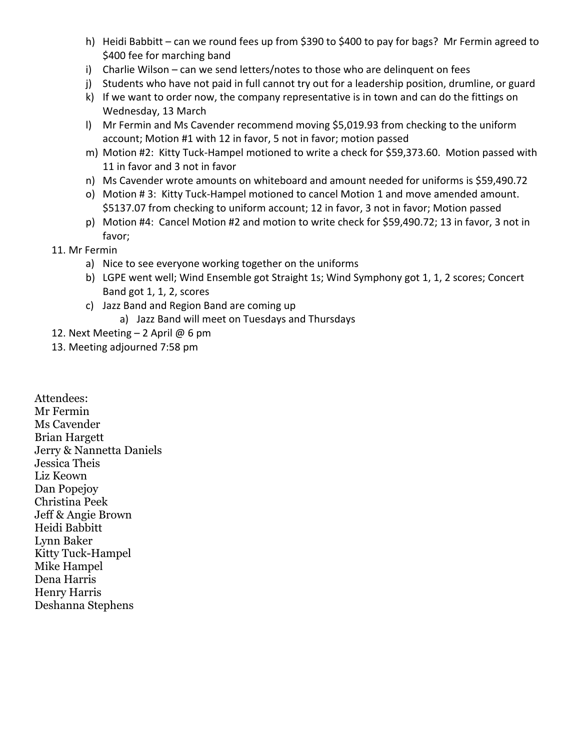h) Heidi Babbitt – can we round fees up from $390 to $400 to pay for bags? Mr Fermin agreed to $400 fee for marching band
i) Charlie Wilson – can we send letters/notes to those who are delinquent on fees
j) Students who have not paid in full cannot try out for a leadership position, drumline, or guard
k) If we want to order now, the company representative is in town and can do the fittings on Wednesday, 13 March
l) Mr Fermin and Ms Cavender recommend moving $5,019.93 from checking to the uniform account; Motion #1 with 12 in favor, 5 not in favor; motion passed
m) Motion #2: Kitty Tuck-Hampel motioned to write a check for $59,373.60. Motion passed with 11 in favor and 3 not in favor
n) Ms Cavender wrote amounts on whiteboard and amount needed for uniforms is $59,490.72
o) Motion # 3: Kitty Tuck-Hampel motioned to cancel Motion 1 and move amended amount. $5137.07 from checking to uniform account; 12 in favor, 3 not in favor; Motion passed
p) Motion #4: Cancel Motion #2 and motion to write check for $59,490.72; 13 in favor, 3 not in favor;

11. Mr Fermin
    a) Nice to see everyone working together on the uniforms
    b) LGPE went well; Wind Ensemble got Straight 1s; Wind Symphony got 1, 1, 2 scores; Concert Band got 1, 1, 2, scores
    c) Jazz Band and Region Band are coming up
        a) Jazz Band will meet on Tuesdays and Thursdays
12. Next Meeting – 2 April @ 6 pm
13. Meeting adjourned 7:58 pm

Attendees:
Mr Fermin
Ms Cavender
Brian Hargett
Jerry & Nannetta Daniels
Jessica Theis
Liz Keown
Dan Popejoy
Christina Peek
Jeff & Angie Brown
Heidi Babbitt
Lynn Baker
Kitty Tuck-Hampel
Mike Hampel
Dena Harris
Henry Harris
Deshanna Stephens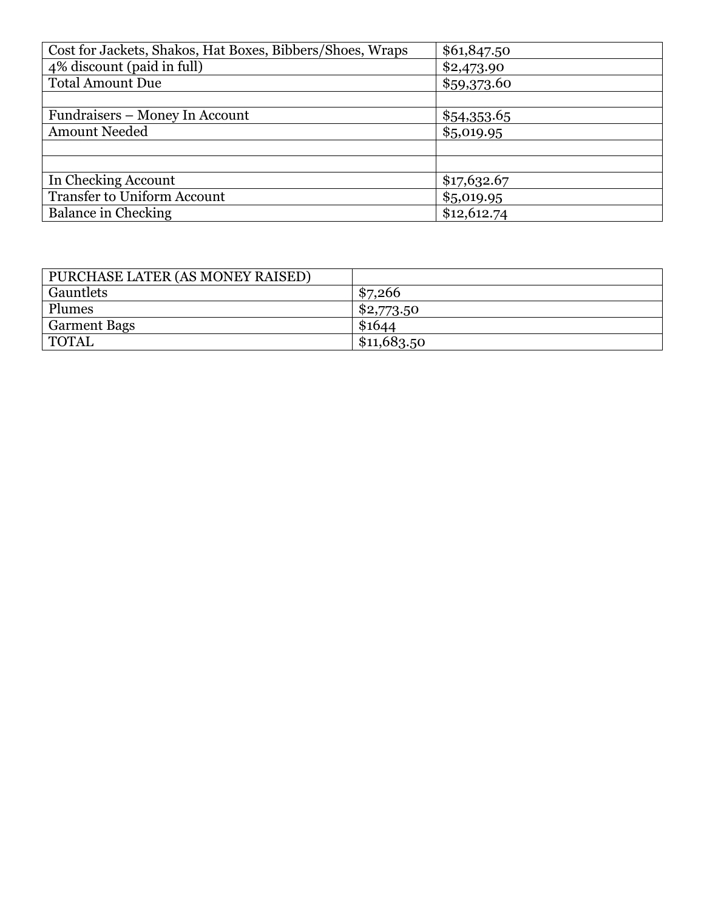| | |
|---|---|
| Cost for Jackets, Shakos, Hat Boxes, Bibbers/Shoes, Wraps | $61,847.50 |
| 4% discount (paid in full) | $2,473.90 |
| Total Amount Due | $59,373.60 |
| | |
| Fundraisers – Money In Account | $54,353.65 |
| Amount Needed | $5,019.95 |
| | |
| | |
| In Checking Account | $17,632.67 |
| Transfer to Uniform Account | $5,019.95 |
| Balance in Checking | $12,612.74 |

| PURCHASE LATER (AS MONEY RAISED) | |
|---|---|
| Gauntlets | $7,266 |
| Plumes | $2,773.50 |
| Garment Bags | $1644 |
| TOTAL | $11,683.50 |